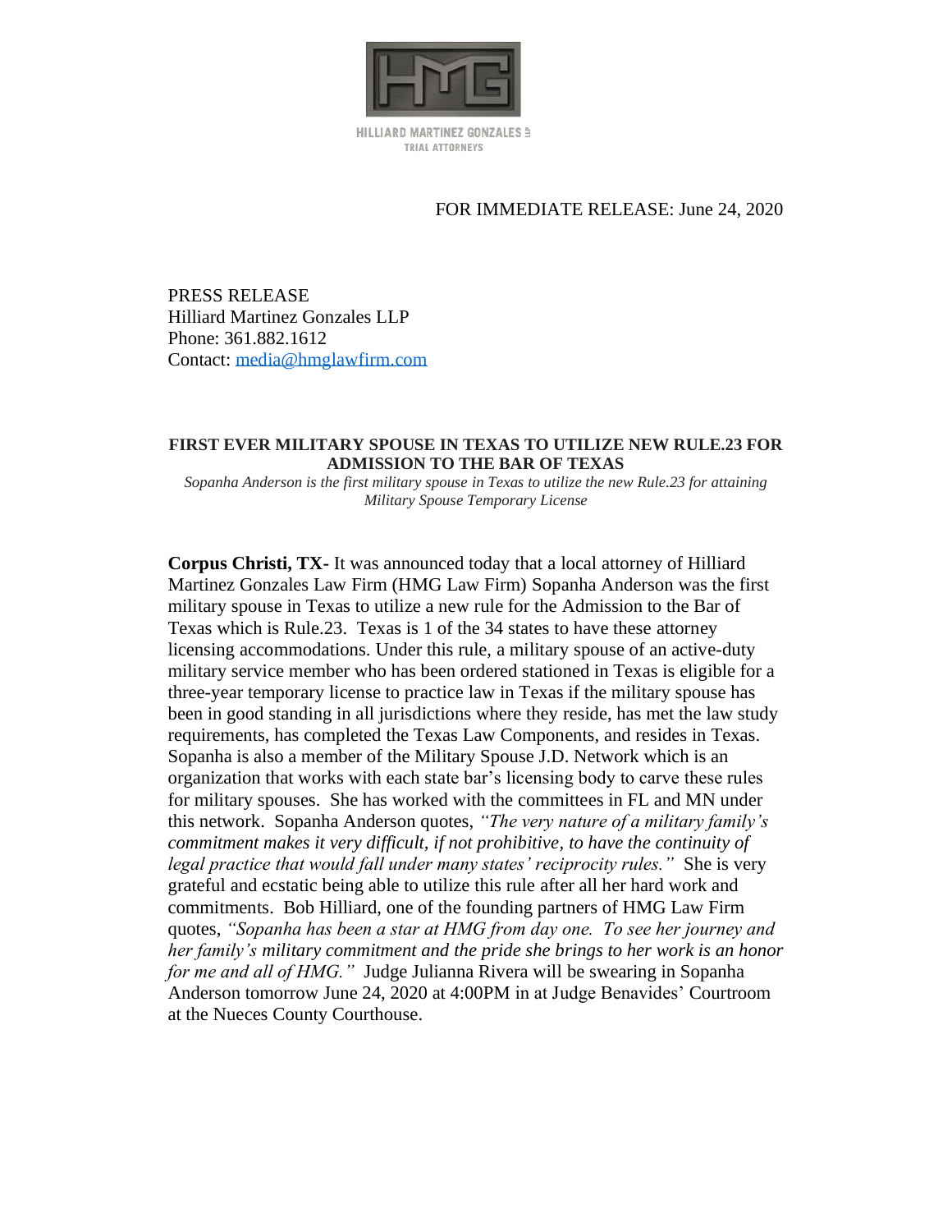HILLIARD MARTINEZ GONZALES LLP
TRIAL ATTORNEYS

FOR IMMEDIATE RELEASE: June 24, 2020

PRESS RELEASE
Hilliard Martinez Gonzales LLP
Phone: 361.882.1612
Contact: media@hmglawfirm.com

**FIRST EVER MILITARY SPOUSE IN TEXAS TO UTILIZE NEW RULE.23 FOR ADMISSION TO THE BAR OF TEXAS**

*Sopanha Anderson is the first military spouse in Texas to utilize the new Rule.23 for attaining Military Spouse Temporary License*

**Corpus Christi, TX-** It was announced today that a local attorney of Hilliard Martinez Gonzales Law Firm (HMG Law Firm) Sopanha Anderson was the first military spouse in Texas to utilize a new rule for the Admission to the Bar of Texas which is Rule.23. Texas is 1 of the 34 states to have these attorney licensing accommodations. Under this rule, a military spouse of an active-duty military service member who has been ordered stationed in Texas is eligible for a three-year temporary license to practice law in Texas if the military spouse has been in good standing in all jurisdictions where they reside, has met the law study requirements, has completed the Texas Law Components, and resides in Texas. Sopanha is also a member of the Military Spouse J.D. Network which is an organization that works with each state bar's licensing body to carve these rules for military spouses. She has worked with the committees in FL and MN under this network. Sopanha Anderson quotes, *"The very nature of a military family's commitment makes it very difficult, if not prohibitive, to have the continuity of legal practice that would fall under many states' reciprocity rules."* She is very grateful and ecstatic being able to utilize this rule after all her hard work and commitments. Bob Hilliard, one of the founding partners of HMG Law Firm quotes, *"Sopanha has been a star at HMG from day one. To see her journey and her family's military commitment and the pride she brings to her work is an honor for me and all of HMG."* Judge Julianna Rivera will be swearing in Sopanha Anderson tomorrow June 24, 2020 at 4:00PM in at Judge Benavides' Courtroom at the Nueces County Courthouse.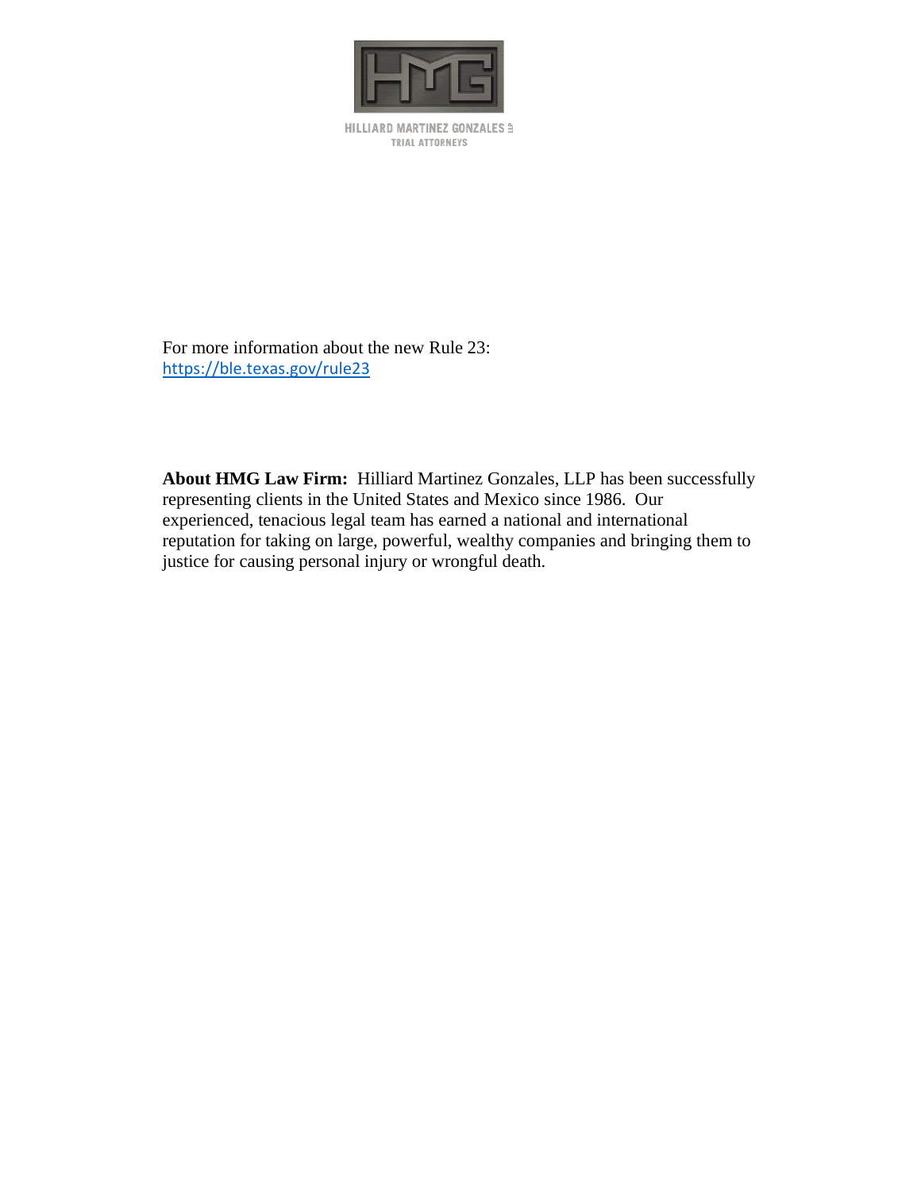HILLIARD MARTINEZ GONZALES LLP
TRIAL ATTORNEYS

For more information about the new Rule 23:
https://ble.texas.gov/rule23

**About HMG Law Firm:** Hilliard Martinez Gonzales, LLP has been successfully representing clients in the United States and Mexico since 1986. Our experienced, tenacious legal team has earned a national and international reputation for taking on large, powerful, wealthy companies and bringing them to justice for causing personal injury or wrongful death.